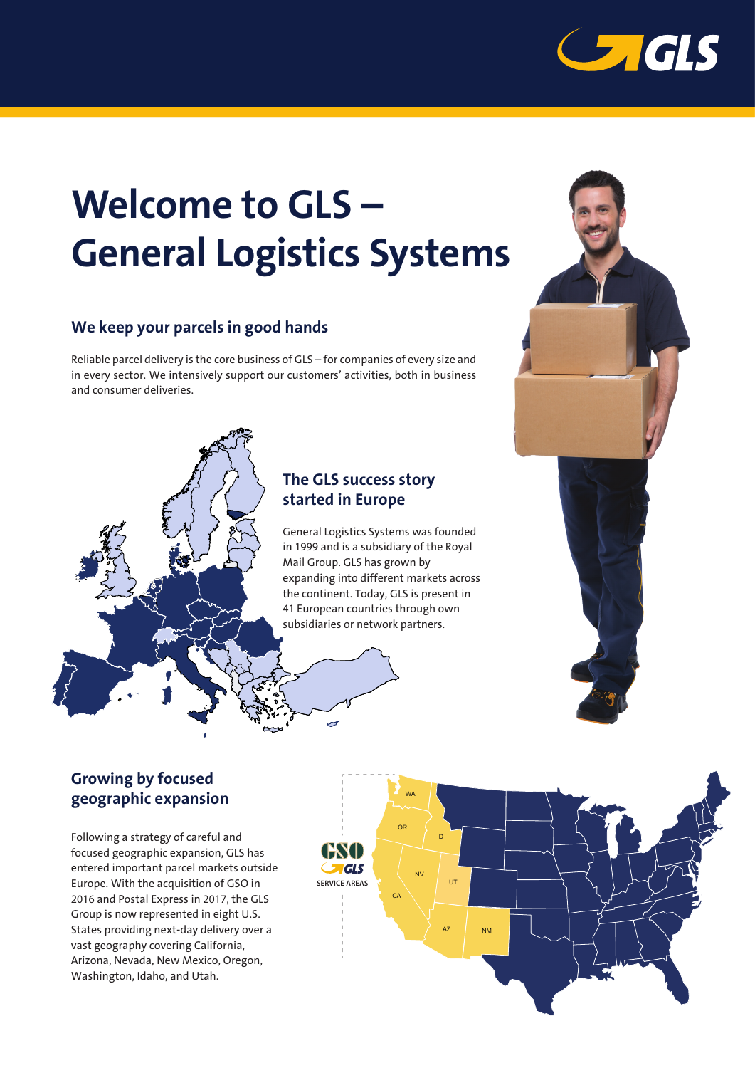# Welcome to GLS – General Logistics Systems

## We keep your parcels in good hands

Reliable parcel delivery is the core business of GLS – for companies of every size and in every sector. We intensively support our customers' activities, both in business and consumer deliveries.

## The GLS success story started in Europe

General Logistics Systems was founded in 1999 and is a subsidiary of the Royal Mail Group. GLS has grown by expanding into different markets across the continent. Today, GLS is present in 41 European countries through own subsidiaries or network partners.

## Growing by focused geographic expansion

Following a strategy of careful and focused geographic expansion, GLS has entered important parcel markets outside Europe. With the acquisition of GSO in 2016 and Postal Express in 2017, the GLS Group is now represented in eight U.S. States providing next-day delivery over a vast geography covering California, Arizona, Nevada, New Mexico, Oregon, Washington, Idaho, and Utah.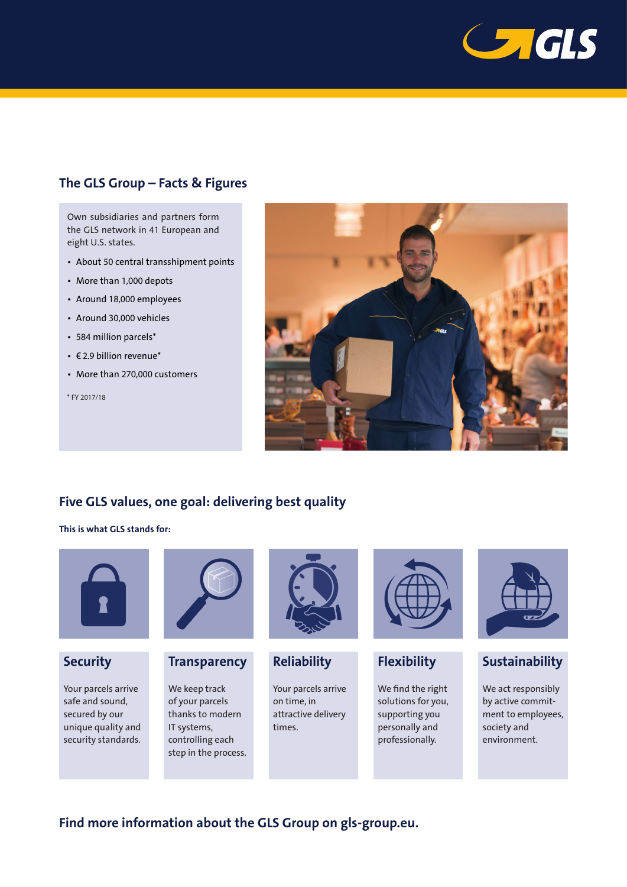## The GLS Group – Facts & Figures

Own subsidiaries and partners form the GLS network in 41 European and eight U.S. states.

- About 50 central transshipment points
- More than 1,000 depots
- Around 18,000 employees
- Around 30,000 vehicles
- 584 million parcels*
- € 2.9 billion revenue*
- More than 270,000 customers

* FY 2017/18

## Five GLS values, one goal: delivering best quality

**This is what GLS stands for:**

### Security

Your parcels arrive safe and sound, secured by our unique quality and security standards.

### Transparency

We keep track of your parcels thanks to modern IT systems, controlling each step in the process.

### Reliability

Your parcels arrive on time, in attractive delivery times.

### Flexibility

We find the right solutions for you, supporting you personally and professionally.

### Sustainability

We act responsibly by active commitment to employees, society and environment.

**Find more information about the GLS Group on gls-group.eu.**